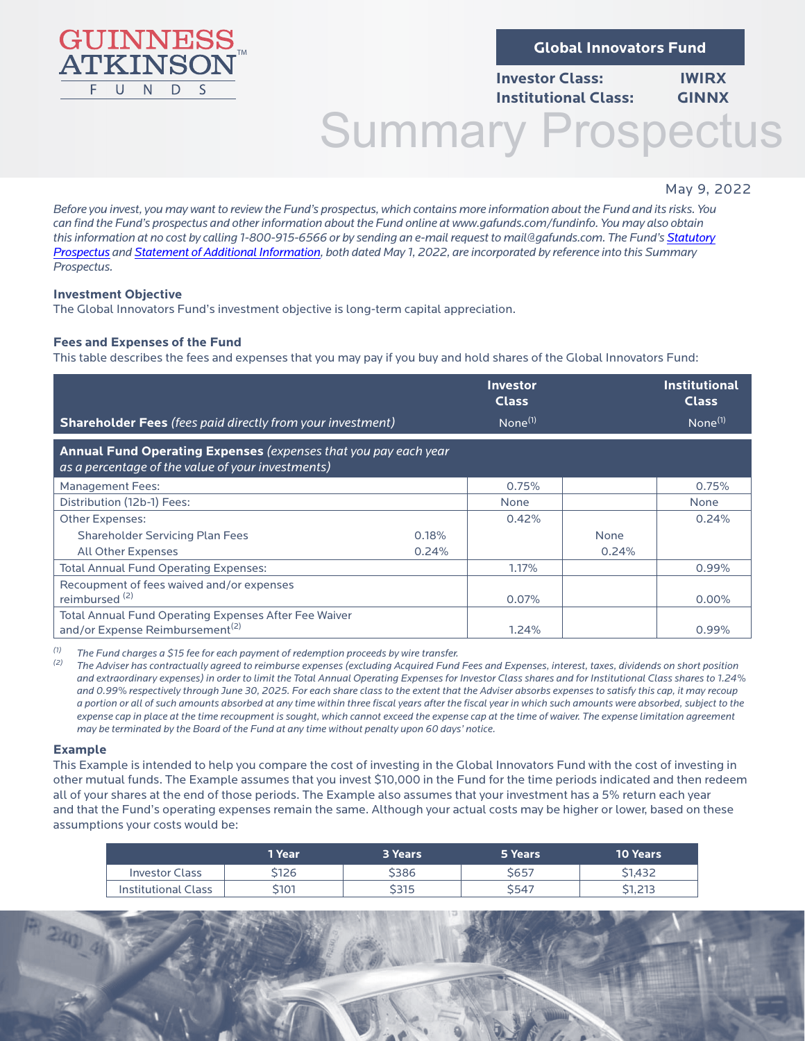GUINNESS ATKINSON™ FUNDS

**Global Innovators Fund**

**Investor Class:** **IWIRX**
**Institutional Class:** **GINNX**

# Summary Prospectus

May 9, 2022

*Before you invest, you may want to review the Fund's prospectus, which contains more information about the Fund and its risks. You can find the Fund's prospectus and other information about the Fund online at www.gafunds.com/fundinfo. You may also obtain this information at no cost by calling 1-800-915-6566 or by sending an e-mail request to mail@gafunds.com. The Fund's [Statutory Prospectus](#) and [Statement of Additional Information](#), both dated May 1, 2022, are incorporated by reference into this Summary Prospectus.*

### Investment Objective

The Global Innovators Fund's investment objective is long-term capital appreciation.

### Fees and Expenses of the Fund

This table describes the fees and expenses that you may pay if you buy and hold shares of the Global Innovators Fund:

| | | Investor Class | | Institutional Class |
|---|---|---|---|---|
| **Shareholder Fees** *(fees paid directly from your investment)* | | None[1] | | None[1] |
| **Annual Fund Operating Expenses** *(expenses that you pay each year as a percentage of the value of your investments)* | | | | |
| Management Fees: | | 0.75% | | 0.75% |
| Distribution (12b-1) Fees: | | None | | None |
| Other Expenses: | | 0.42% | | 0.24% |
| Shareholder Servicing Plan Fees | 0.18% | | None | |
| All Other Expenses | 0.24% | | 0.24% | |
| Total Annual Fund Operating Expenses: | | 1.17% | | 0.99% |
| Recoupment of fees waived and/or expenses reimbursed [2] | | 0.07% | | 0.00% |
| Total Annual Fund Operating Expenses After Fee Waiver and/or Expense Reimbursement[2] | | 1.24% | | 0.99% |

[1] *The Fund charges a $15 fee for each payment of redemption proceeds by wire transfer.*

[2] *The Adviser has contractually agreed to reimburse expenses (excluding Acquired Fund Fees and Expenses, interest, taxes, dividends on short position and extraordinary expenses) in order to limit the Total Annual Operating Expenses for Investor Class shares and for Institutional Class shares to 1.24% and 0.99% respectively through June 30, 2025. For each share class to the extent that the Adviser absorbs expenses to satisfy this cap, it may recoup a portion or all of such amounts absorbed at any time within three fiscal years after the fiscal year in which such amounts were absorbed, subject to the expense cap in place at the time recoupment is sought, which cannot exceed the expense cap at the time of waiver. The expense limitation agreement may be terminated by the Board of the Fund at any time without penalty upon 60 days' notice.*

### Example

This Example is intended to help you compare the cost of investing in the Global Innovators Fund with the cost of investing in other mutual funds. The Example assumes that you invest $10,000 in the Fund for the time periods indicated and then redeem all of your shares at the end of those periods. The Example also assumes that your investment has a 5% return each year and that the Fund's operating expenses remain the same. Although your actual costs may be higher or lower, based on these assumptions your costs would be:

| | 1 Year | 3 Years | 5 Years | 10 Years |
|---|---|---|---|---|
| Investor Class | $126 | $386 | $657 | $1,432 |
| Institutional Class | $101 | $315 | $547 | $1,213 |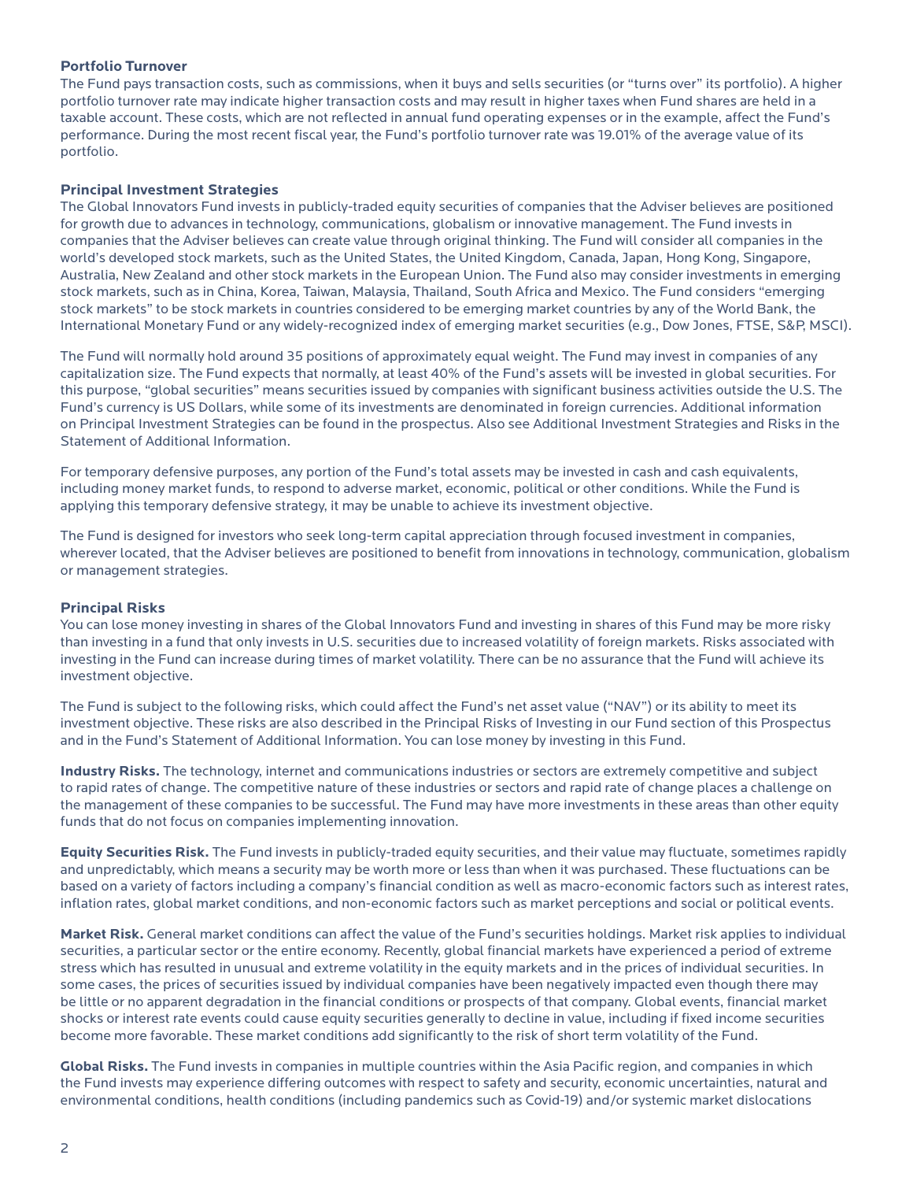### Portfolio Turnover

The Fund pays transaction costs, such as commissions, when it buys and sells securities (or "turns over" its portfolio). A higher portfolio turnover rate may indicate higher transaction costs and may result in higher taxes when Fund shares are held in a taxable account. These costs, which are not reflected in annual fund operating expenses or in the example, affect the Fund's performance. During the most recent fiscal year, the Fund's portfolio turnover rate was 19.01% of the average value of its portfolio.

### Principal Investment Strategies

The Global Innovators Fund invests in publicly-traded equity securities of companies that the Adviser believes are positioned for growth due to advances in technology, communications, globalism or innovative management. The Fund invests in companies that the Adviser believes can create value through original thinking. The Fund will consider all companies in the world's developed stock markets, such as the United States, the United Kingdom, Canada, Japan, Hong Kong, Singapore, Australia, New Zealand and other stock markets in the European Union. The Fund also may consider investments in emerging stock markets, such as in China, Korea, Taiwan, Malaysia, Thailand, South Africa and Mexico. The Fund considers "emerging stock markets" to be stock markets in countries considered to be emerging market countries by any of the World Bank, the International Monetary Fund or any widely-recognized index of emerging market securities (e.g., Dow Jones, FTSE, S&P, MSCI).

The Fund will normally hold around 35 positions of approximately equal weight. The Fund may invest in companies of any capitalization size. The Fund expects that normally, at least 40% of the Fund's assets will be invested in global securities. For this purpose, "global securities" means securities issued by companies with significant business activities outside the U.S. The Fund's currency is US Dollars, while some of its investments are denominated in foreign currencies. Additional information on Principal Investment Strategies can be found in the prospectus. Also see Additional Investment Strategies and Risks in the Statement of Additional Information.

For temporary defensive purposes, any portion of the Fund's total assets may be invested in cash and cash equivalents, including money market funds, to respond to adverse market, economic, political or other conditions. While the Fund is applying this temporary defensive strategy, it may be unable to achieve its investment objective.

The Fund is designed for investors who seek long-term capital appreciation through focused investment in companies, wherever located, that the Adviser believes are positioned to benefit from innovations in technology, communication, globalism or management strategies.

### Principal Risks

You can lose money investing in shares of the Global Innovators Fund and investing in shares of this Fund may be more risky than investing in a fund that only invests in U.S. securities due to increased volatility of foreign markets. Risks associated with investing in the Fund can increase during times of market volatility. There can be no assurance that the Fund will achieve its investment objective.

The Fund is subject to the following risks, which could affect the Fund's net asset value ("NAV") or its ability to meet its investment objective. These risks are also described in the Principal Risks of Investing in our Fund section of this Prospectus and in the Fund's Statement of Additional Information. You can lose money by investing in this Fund.

**Industry Risks.** The technology, internet and communications industries or sectors are extremely competitive and subject to rapid rates of change. The competitive nature of these industries or sectors and rapid rate of change places a challenge on the management of these companies to be successful. The Fund may have more investments in these areas than other equity funds that do not focus on companies implementing innovation.

**Equity Securities Risk.** The Fund invests in publicly-traded equity securities, and their value may fluctuate, sometimes rapidly and unpredictably, which means a security may be worth more or less than when it was purchased. These fluctuations can be based on a variety of factors including a company's financial condition as well as macro-economic factors such as interest rates, inflation rates, global market conditions, and non-economic factors such as market perceptions and social or political events.

**Market Risk.** General market conditions can affect the value of the Fund's securities holdings. Market risk applies to individual securities, a particular sector or the entire economy. Recently, global financial markets have experienced a period of extreme stress which has resulted in unusual and extreme volatility in the equity markets and in the prices of individual securities. In some cases, the prices of securities issued by individual companies have been negatively impacted even though there may be little or no apparent degradation in the financial conditions or prospects of that company. Global events, financial market shocks or interest rate events could cause equity securities generally to decline in value, including if fixed income securities become more favorable. These market conditions add significantly to the risk of short term volatility of the Fund.

**Global Risks.** The Fund invests in companies in multiple countries within the Asia Pacific region, and companies in which the Fund invests may experience differing outcomes with respect to safety and security, economic uncertainties, natural and environmental conditions, health conditions (including pandemics such as Covid-19) and/or systemic market dislocations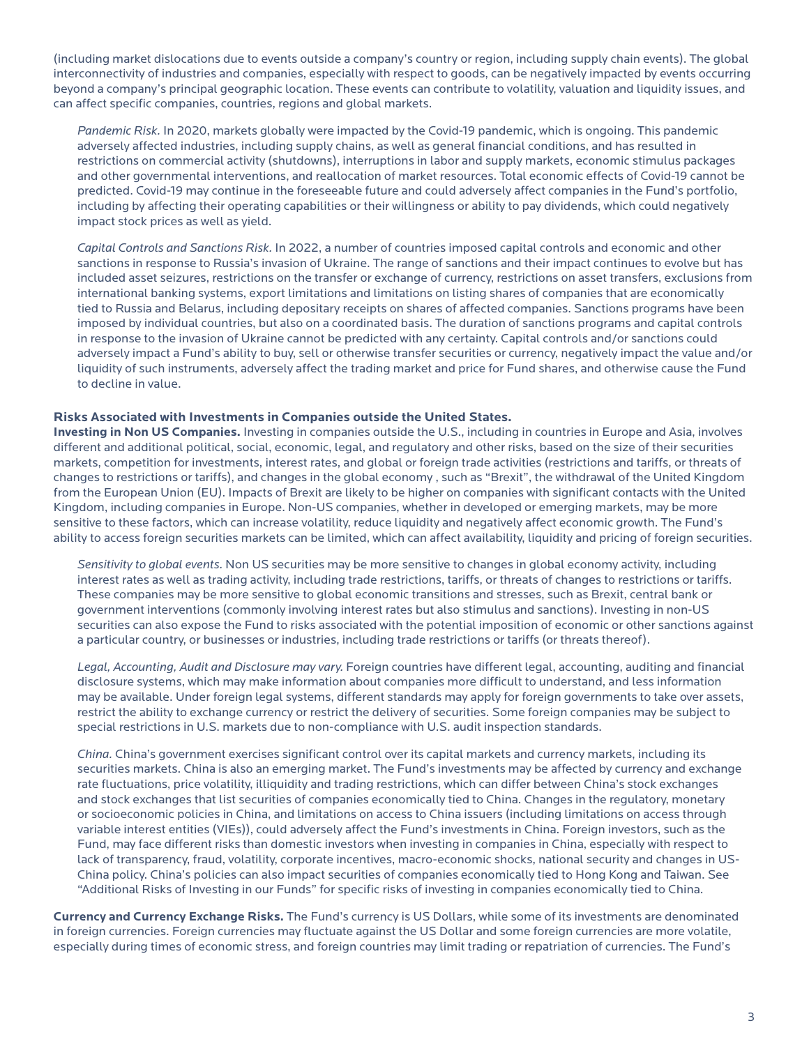(including market dislocations due to events outside a company's country or region, including supply chain events). The global interconnectivity of industries and companies, especially with respect to goods, can be negatively impacted by events occurring beyond a company's principal geographic location. These events can contribute to volatility, valuation and liquidity issues, and can affect specific companies, countries, regions and global markets.

*Pandemic Risk.* In 2020, markets globally were impacted by the Covid-19 pandemic, which is ongoing. This pandemic adversely affected industries, including supply chains, as well as general financial conditions, and has resulted in restrictions on commercial activity (shutdowns), interruptions in labor and supply markets, economic stimulus packages and other governmental interventions, and reallocation of market resources. Total economic effects of Covid-19 cannot be predicted. Covid-19 may continue in the foreseeable future and could adversely affect companies in the Fund's portfolio, including by affecting their operating capabilities or their willingness or ability to pay dividends, which could negatively impact stock prices as well as yield.

*Capital Controls and Sanctions Risk.* In 2022, a number of countries imposed capital controls and economic and other sanctions in response to Russia's invasion of Ukraine. The range of sanctions and their impact continues to evolve but has included asset seizures, restrictions on the transfer or exchange of currency, restrictions on asset transfers, exclusions from international banking systems, export limitations and limitations on listing shares of companies that are economically tied to Russia and Belarus, including depositary receipts on shares of affected companies. Sanctions programs have been imposed by individual countries, but also on a coordinated basis. The duration of sanctions programs and capital controls in response to the invasion of Ukraine cannot be predicted with any certainty. Capital controls and/or sanctions could adversely impact a Fund's ability to buy, sell or otherwise transfer securities or currency, negatively impact the value and/or liquidity of such instruments, adversely affect the trading market and price for Fund shares, and otherwise cause the Fund to decline in value.

**Risks Associated with Investments in Companies outside the United States.**

**Investing in Non US Companies.** Investing in companies outside the U.S., including in countries in Europe and Asia, involves different and additional political, social, economic, legal, and regulatory and other risks, based on the size of their securities markets, competition for investments, interest rates, and global or foreign trade activities (restrictions and tariffs, or threats of changes to restrictions or tariffs), and changes in the global economy , such as "Brexit", the withdrawal of the United Kingdom from the European Union (EU). Impacts of Brexit are likely to be higher on companies with significant contacts with the United Kingdom, including companies in Europe. Non-US companies, whether in developed or emerging markets, may be more sensitive to these factors, which can increase volatility, reduce liquidity and negatively affect economic growth. The Fund's ability to access foreign securities markets can be limited, which can affect availability, liquidity and pricing of foreign securities.

*Sensitivity to global events.* Non US securities may be more sensitive to changes in global economy activity, including interest rates as well as trading activity, including trade restrictions, tariffs, or threats of changes to restrictions or tariffs. These companies may be more sensitive to global economic transitions and stresses, such as Brexit, central bank or government interventions (commonly involving interest rates but also stimulus and sanctions). Investing in non-US securities can also expose the Fund to risks associated with the potential imposition of economic or other sanctions against a particular country, or businesses or industries, including trade restrictions or tariffs (or threats thereof).

*Legal, Accounting, Audit and Disclosure may vary.* Foreign countries have different legal, accounting, auditing and financial disclosure systems, which may make information about companies more difficult to understand, and less information may be available. Under foreign legal systems, different standards may apply for foreign governments to take over assets, restrict the ability to exchange currency or restrict the delivery of securities. Some foreign companies may be subject to special restrictions in U.S. markets due to non-compliance with U.S. audit inspection standards.

*China.* China's government exercises significant control over its capital markets and currency markets, including its securities markets. China is also an emerging market. The Fund's investments may be affected by currency and exchange rate fluctuations, price volatility, illiquidity and trading restrictions, which can differ between China's stock exchanges and stock exchanges that list securities of companies economically tied to China. Changes in the regulatory, monetary or socioeconomic policies in China, and limitations on access to China issuers (including limitations on access through variable interest entities (VIEs)), could adversely affect the Fund's investments in China. Foreign investors, such as the Fund, may face different risks than domestic investors when investing in companies in China, especially with respect to lack of transparency, fraud, volatility, corporate incentives, macro-economic shocks, national security and changes in US-China policy. China's policies can also impact securities of companies economically tied to Hong Kong and Taiwan. See "Additional Risks of Investing in our Funds" for specific risks of investing in companies economically tied to China.

**Currency and Currency Exchange Risks.** The Fund's currency is US Dollars, while some of its investments are denominated in foreign currencies. Foreign currencies may fluctuate against the US Dollar and some foreign currencies are more volatile, especially during times of economic stress, and foreign countries may limit trading or repatriation of currencies. The Fund's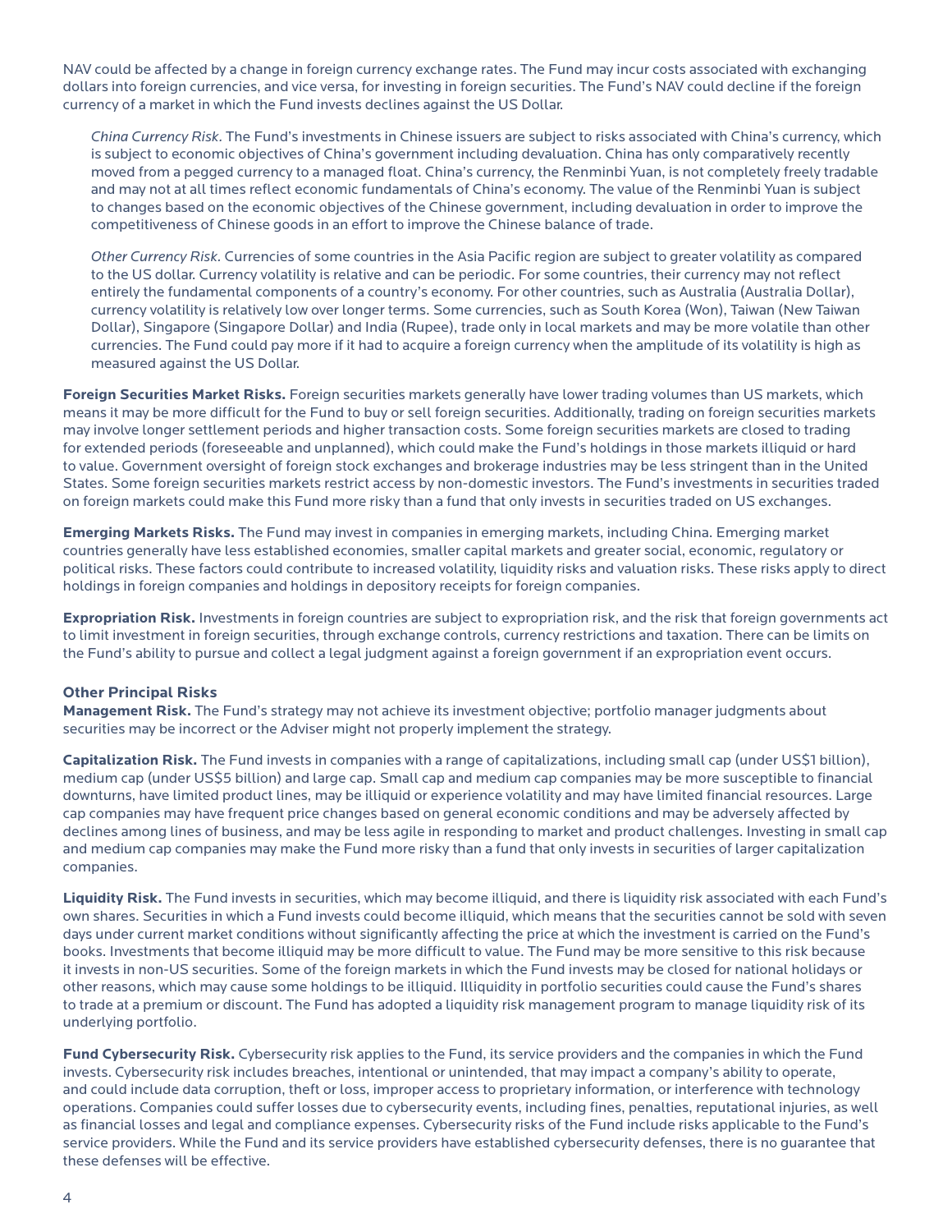NAV could be affected by a change in foreign currency exchange rates. The Fund may incur costs associated with exchanging dollars into foreign currencies, and vice versa, for investing in foreign securities. The Fund's NAV could decline if the foreign currency of a market in which the Fund invests declines against the US Dollar.

*China Currency Risk.* The Fund's investments in Chinese issuers are subject to risks associated with China's currency, which is subject to economic objectives of China's government including devaluation. China has only comparatively recently moved from a pegged currency to a managed float. China's currency, the Renminbi Yuan, is not completely freely tradable and may not at all times reflect economic fundamentals of China's economy. The value of the Renminbi Yuan is subject to changes based on the economic objectives of the Chinese government, including devaluation in order to improve the competitiveness of Chinese goods in an effort to improve the Chinese balance of trade.

*Other Currency Risk.* Currencies of some countries in the Asia Pacific region are subject to greater volatility as compared to the US dollar. Currency volatility is relative and can be periodic. For some countries, their currency may not reflect entirely the fundamental components of a country's economy. For other countries, such as Australia (Australia Dollar), currency volatility is relatively low over longer terms. Some currencies, such as South Korea (Won), Taiwan (New Taiwan Dollar), Singapore (Singapore Dollar) and India (Rupee), trade only in local markets and may be more volatile than other currencies. The Fund could pay more if it had to acquire a foreign currency when the amplitude of its volatility is high as measured against the US Dollar.

**Foreign Securities Market Risks.** Foreign securities markets generally have lower trading volumes than US markets, which means it may be more difficult for the Fund to buy or sell foreign securities. Additionally, trading on foreign securities markets may involve longer settlement periods and higher transaction costs. Some foreign securities markets are closed to trading for extended periods (foreseeable and unplanned), which could make the Fund's holdings in those markets illiquid or hard to value. Government oversight of foreign stock exchanges and brokerage industries may be less stringent than in the United States. Some foreign securities markets restrict access by non-domestic investors. The Fund's investments in securities traded on foreign markets could make this Fund more risky than a fund that only invests in securities traded on US exchanges.

**Emerging Markets Risks.** The Fund may invest in companies in emerging markets, including China. Emerging market countries generally have less established economies, smaller capital markets and greater social, economic, regulatory or political risks. These factors could contribute to increased volatility, liquidity risks and valuation risks. These risks apply to direct holdings in foreign companies and holdings in depository receipts for foreign companies.

**Expropriation Risk.** Investments in foreign countries are subject to expropriation risk, and the risk that foreign governments act to limit investment in foreign securities, through exchange controls, currency restrictions and taxation. There can be limits on the Fund's ability to pursue and collect a legal judgment against a foreign government if an expropriation event occurs.

### Other Principal Risks

**Management Risk.** The Fund's strategy may not achieve its investment objective; portfolio manager judgments about securities may be incorrect or the Adviser might not properly implement the strategy.

**Capitalization Risk.** The Fund invests in companies with a range of capitalizations, including small cap (under US$1 billion), medium cap (under US$5 billion) and large cap. Small cap and medium cap companies may be more susceptible to financial downturns, have limited product lines, may be illiquid or experience volatility and may have limited financial resources. Large cap companies may have frequent price changes based on general economic conditions and may be adversely affected by declines among lines of business, and may be less agile in responding to market and product challenges. Investing in small cap and medium cap companies may make the Fund more risky than a fund that only invests in securities of larger capitalization companies.

**Liquidity Risk.** The Fund invests in securities, which may become illiquid, and there is liquidity risk associated with each Fund's own shares. Securities in which a Fund invests could become illiquid, which means that the securities cannot be sold with seven days under current market conditions without significantly affecting the price at which the investment is carried on the Fund's books. Investments that become illiquid may be more difficult to value. The Fund may be more sensitive to this risk because it invests in non-US securities. Some of the foreign markets in which the Fund invests may be closed for national holidays or other reasons, which may cause some holdings to be illiquid. Illiquidity in portfolio securities could cause the Fund's shares to trade at a premium or discount. The Fund has adopted a liquidity risk management program to manage liquidity risk of its underlying portfolio.

**Fund Cybersecurity Risk.** Cybersecurity risk applies to the Fund, its service providers and the companies in which the Fund invests. Cybersecurity risk includes breaches, intentional or unintended, that may impact a company's ability to operate, and could include data corruption, theft or loss, improper access to proprietary information, or interference with technology operations. Companies could suffer losses due to cybersecurity events, including fines, penalties, reputational injuries, as well as financial losses and legal and compliance expenses. Cybersecurity risks of the Fund include risks applicable to the Fund's service providers. While the Fund and its service providers have established cybersecurity defenses, there is no guarantee that these defenses will be effective.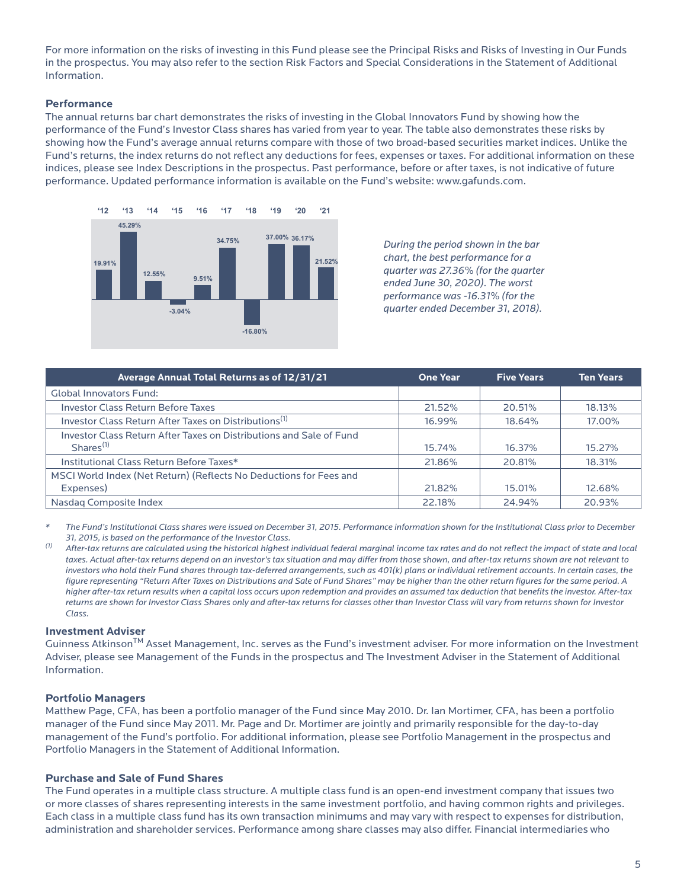For more information on the risks of investing in this Fund please see the Principal Risks and Risks of Investing in Our Funds in the prospectus. You may also refer to the section Risk Factors and Special Considerations in the Statement of Additional Information.

### Performance

The annual returns bar chart demonstrates the risks of investing in the Global Innovators Fund by showing how the performance of the Fund's Investor Class shares has varied from year to year. The table also demonstrates these risks by showing how the Fund's average annual returns compare with those of two broad-based securities market indices. Unlike the Fund's returns, the index returns do not reflect any deductions for fees, expenses or taxes. For additional information on these indices, please see Index Descriptions in the prospectus. Past performance, before or after taxes, is not indicative of future performance. Updated performance information is available on the Fund's website: www.gafunds.com.

| '12 | '13 | '14 | '15 | '16 | '17 | '18 | '19 | '20 | '21 |
|---|---|---|---|---|---|---|---|---|---|
| 19.91% | 45.29% | 12.55% | -3.04% | 9.51% | 34.75% | -16.80% | 37.00% | 36.17% | 21.52% |

*During the period shown in the bar chart, the best performance for a quarter was 27.36% (for the quarter ended June 30, 2020). The worst performance was -16.31% (for the quarter ended December 31, 2018).*

| Average Annual Total Returns as of 12/31/21 | One Year | Five Years | Ten Years |
|---|---|---|---|
| Global Innovators Fund: | | | |
| Investor Class Return Before Taxes | 21.52% | 20.51% | 18.13% |
| Investor Class Return After Taxes on Distributions[(1)] | 16.99% | 18.64% | 17.00% |
| Investor Class Return After Taxes on Distributions and Sale of Fund Shares[(1)] | 15.74% | 16.37% | 15.27% |
| Institutional Class Return Before Taxes* | 21.86% | 20.81% | 18.31% |
| MSCI World Index (Net Return) (Reflects No Deductions for Fees and Expenses) | 21.82% | 15.01% | 12.68% |
| Nasdaq Composite Index | 22.18% | 24.94% | 20.93% |

\* *The Fund's Institutional Class shares were issued on December 31, 2015. Performance information shown for the Institutional Class prior to December 31, 2015, is based on the performance of the Investor Class.*

(1) *After-tax returns are calculated using the historical highest individual federal marginal income tax rates and do not reflect the impact of state and local taxes. Actual after-tax returns depend on an investor's tax situation and may differ from those shown, and after-tax returns shown are not relevant to investors who hold their Fund shares through tax-deferred arrangements, such as 401(k) plans or individual retirement accounts. In certain cases, the figure representing "Return After Taxes on Distributions and Sale of Fund Shares" may be higher than the other return figures for the same period. A higher after-tax return results when a capital loss occurs upon redemption and provides an assumed tax deduction that benefits the investor. After-tax returns are shown for Investor Class Shares only and after-tax returns for classes other than Investor Class will vary from returns shown for Investor Class.*

### Investment Adviser

Guinness Atkinson™ Asset Management, Inc. serves as the Fund's investment adviser. For more information on the Investment Adviser, please see Management of the Funds in the prospectus and The Investment Adviser in the Statement of Additional Information.

### Portfolio Managers

Matthew Page, CFA, has been a portfolio manager of the Fund since May 2010. Dr. Ian Mortimer, CFA, has been a portfolio manager of the Fund since May 2011. Mr. Page and Dr. Mortimer are jointly and primarily responsible for the day-to-day management of the Fund's portfolio. For additional information, please see Portfolio Management in the prospectus and Portfolio Managers in the Statement of Additional Information.

### Purchase and Sale of Fund Shares

The Fund operates in a multiple class structure. A multiple class fund is an open-end investment company that issues two or more classes of shares representing interests in the same investment portfolio, and having common rights and privileges. Each class in a multiple class fund has its own transaction minimums and may vary with respect to expenses for distribution, administration and shareholder services. Performance among share classes may also differ. Financial intermediaries who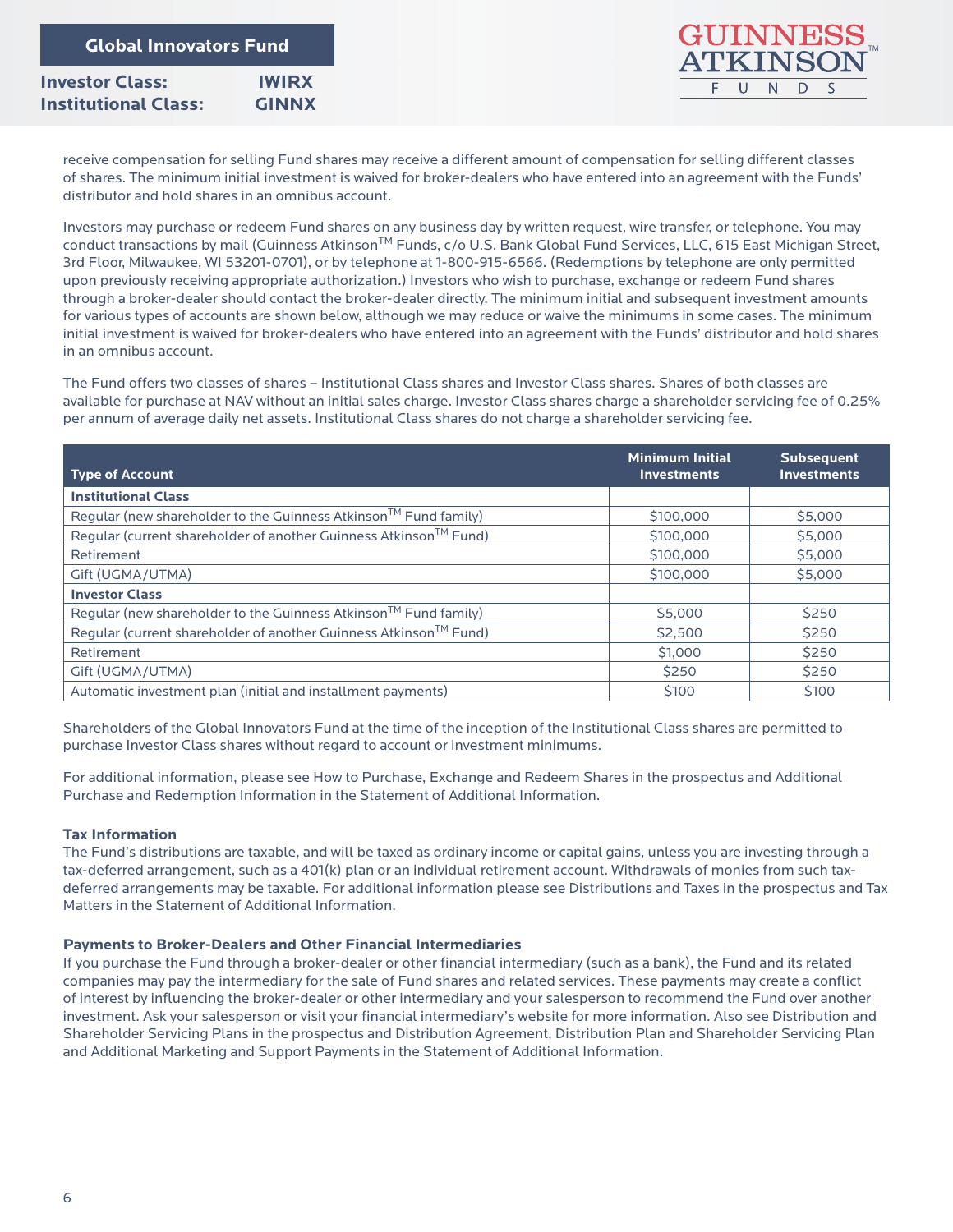receive compensation for selling Fund shares may receive a different amount of compensation for selling different classes of shares. The minimum initial investment is waived for broker-dealers who have entered into an agreement with the Funds' distributor and hold shares in an omnibus account.

Investors may purchase or redeem Fund shares on any business day by written request, wire transfer, or telephone. You may conduct transactions by mail (Guinness Atkinson™ Funds, c/o U.S. Bank Global Fund Services, LLC, 615 East Michigan Street, 3rd Floor, Milwaukee, WI 53201-0701), or by telephone at 1-800-915-6566. (Redemptions by telephone are only permitted upon previously receiving appropriate authorization.) Investors who wish to purchase, exchange or redeem Fund shares through a broker-dealer should contact the broker-dealer directly. The minimum initial and subsequent investment amounts for various types of accounts are shown below, although we may reduce or waive the minimums in some cases. The minimum initial investment is waived for broker-dealers who have entered into an agreement with the Funds' distributor and hold shares in an omnibus account.

The Fund offers two classes of shares – Institutional Class shares and Investor Class shares. Shares of both classes are available for purchase at NAV without an initial sales charge. Investor Class shares charge a shareholder servicing fee of 0.25% per annum of average daily net assets. Institutional Class shares do not charge a shareholder servicing fee.

| Type of Account | Minimum Initial Investments | Subsequent Investments |
|---|---|---|
| **Institutional Class** | | |
| Regular (new shareholder to the Guinness Atkinson™ Fund family) | $100,000 | $5,000 |
| Regular (current shareholder of another Guinness Atkinson™ Fund) | $100,000 | $5,000 |
| Retirement | $100,000 | $5,000 |
| Gift (UGMA/UTMA) | $100,000 | $5,000 |
| **Investor Class** | | |
| Regular (new shareholder to the Guinness Atkinson™ Fund family) | $5,000 | $250 |
| Regular (current shareholder of another Guinness Atkinson™ Fund) | $2,500 | $250 |
| Retirement | $1,000 | $250 |
| Gift (UGMA/UTMA) | $250 | $250 |
| Automatic investment plan (initial and installment payments) | $100 | $100 |

Shareholders of the Global Innovators Fund at the time of the inception of the Institutional Class shares are permitted to purchase Investor Class shares without regard to account or investment minimums.

For additional information, please see How to Purchase, Exchange and Redeem Shares in the prospectus and Additional Purchase and Redemption Information in the Statement of Additional Information.

### Tax Information

The Fund's distributions are taxable, and will be taxed as ordinary income or capital gains, unless you are investing through a tax-deferred arrangement, such as a 401(k) plan or an individual retirement account. Withdrawals of monies from such tax-deferred arrangements may be taxable. For additional information please see Distributions and Taxes in the prospectus and Tax Matters in the Statement of Additional Information.

### Payments to Broker-Dealers and Other Financial Intermediaries

If you purchase the Fund through a broker-dealer or other financial intermediary (such as a bank), the Fund and its related companies may pay the intermediary for the sale of Fund shares and related services. These payments may create a conflict of interest by influencing the broker-dealer or other intermediary and your salesperson to recommend the Fund over another investment. Ask your salesperson or visit your financial intermediary's website for more information. Also see Distribution and Shareholder Servicing Plans in the prospectus and Distribution Agreement, Distribution Plan and Shareholder Servicing Plan and Additional Marketing and Support Payments in the Statement of Additional Information.